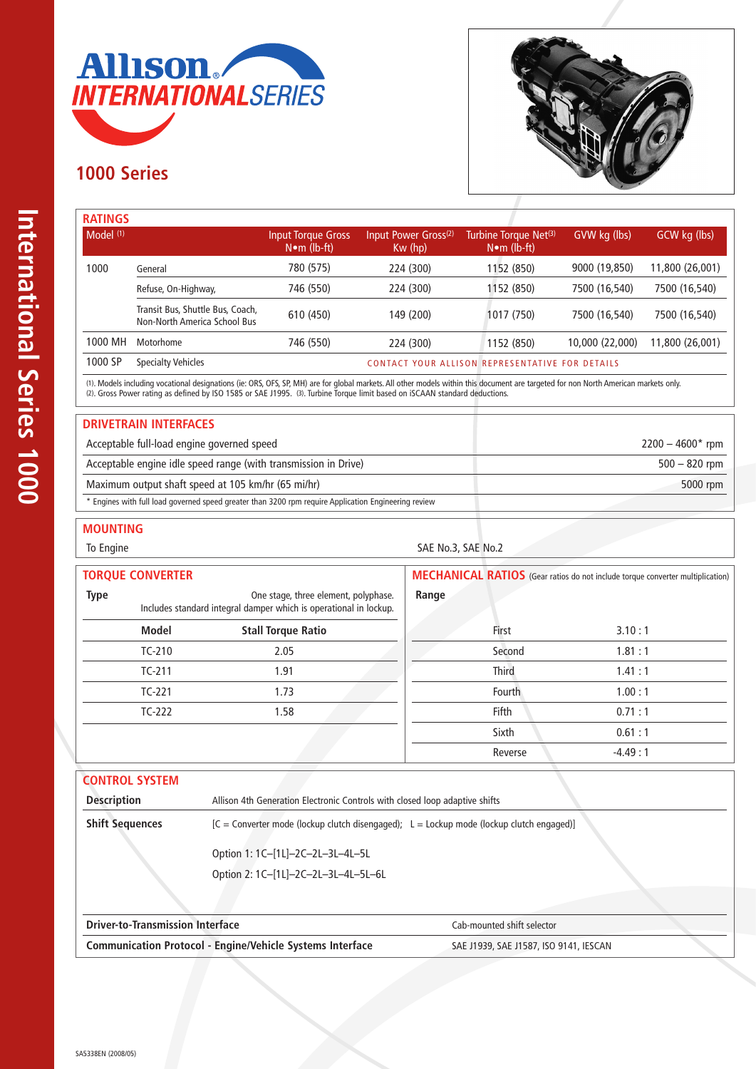# Allison INTERNATIONAL SERIES

## 1000 Series

### RATINGS

| Model [1] | | Input Torque Gross N•m (lb-ft) | Input Power Gross[2] Kw (hp) | Turbine Torque Net[3] N•m (lb-ft) | GVW kg (lbs) | GCW kg (lbs) |
|---|---|---|---|---|---|---|
| 1000 | General | 780 (575) | 224 (300) | 1152 (850) | 9000 (19,850) | 11,800 (26,001) |
| | Refuse, On-Highway, | 746 (550) | 224 (300) | 1152 (850) | 7500 (16,540) | 7500 (16,540) |
| | Transit Bus, Shuttle Bus, Coach, Non-North America School Bus | 610 (450) | 149 (200) | 1017 (750) | 7500 (16,540) | 7500 (16,540) |
| 1000 MH | Motorhome | 746 (550) | 224 (300) | 1152 (850) | 10,000 (22,000) | 11,800 (26,001) |
| 1000 SP | Specialty Vehicles | CONTACT YOUR ALLISON REPRESENTATIVE FOR DETAILS | | | | |

(1). Models including vocational designations (ie: ORS, OFS, SP, MH) are for global markets. All other models within this document are targeted for non North American markets only.
(2). Gross Power rating as defined by ISO 1585 or SAE J1995. (3). Turbine Torque limit based on iSCAAN standard deductions.

### DRIVETRAIN INTERFACES

| | |
|---|---|
| Acceptable full-load engine governed speed | 2200 – 4600* rpm |
| Acceptable engine idle speed range (with transmission in Drive) | 500 – 820 rpm |
| Maximum output shaft speed at 105 km/hr (65 mi/hr) | 5000 rpm |

* Engines with full load governed speed greater than 3200 rpm require Application Engineering review

### MOUNTING

To Engine: SAE No.3, SAE No.2

### TORQUE CONVERTER

**Type**: One stage, three element, polyphase. Includes standard integral damper which is operational in lockup.

| Model | Stall Torque Ratio |
|---|---|
| TC-210 | 2.05 |
| TC-211 | 1.91 |
| TC-221 | 1.73 |
| TC-222 | 1.58 |

### MECHANICAL RATIOS (Gear ratios do not include torque converter multiplication)

**Range**

| | |
|---|---|
| First | 3.10 : 1 |
| Second | 1.81 : 1 |
| Third | 1.41 : 1 |
| Fourth | 1.00 : 1 |
| Fifth | 0.71 : 1 |
| Sixth | 0.61 : 1 |
| Reverse | -4.49 : 1 |

### CONTROL SYSTEM

**Description**: Allison 4th Generation Electronic Controls with closed loop adaptive shifts

**Shift Sequences**: [C = Converter mode (lockup clutch disengaged); L = Lockup mode (lockup clutch engaged)]

Option 1: 1C–[1L]–2C–2L–3L–4L–5L

Option 2: 1C–[1L]–2C–2L–3L–4L–5L–6L

| | |
|---|---|
| **Driver-to-Transmission Interface** | Cab-mounted shift selector |
| **Communication Protocol - Engine/Vehicle Systems Interface** | SAE J1939, SAE J1587, ISO 9141, IESCAN |

SA5338EN (2008/05)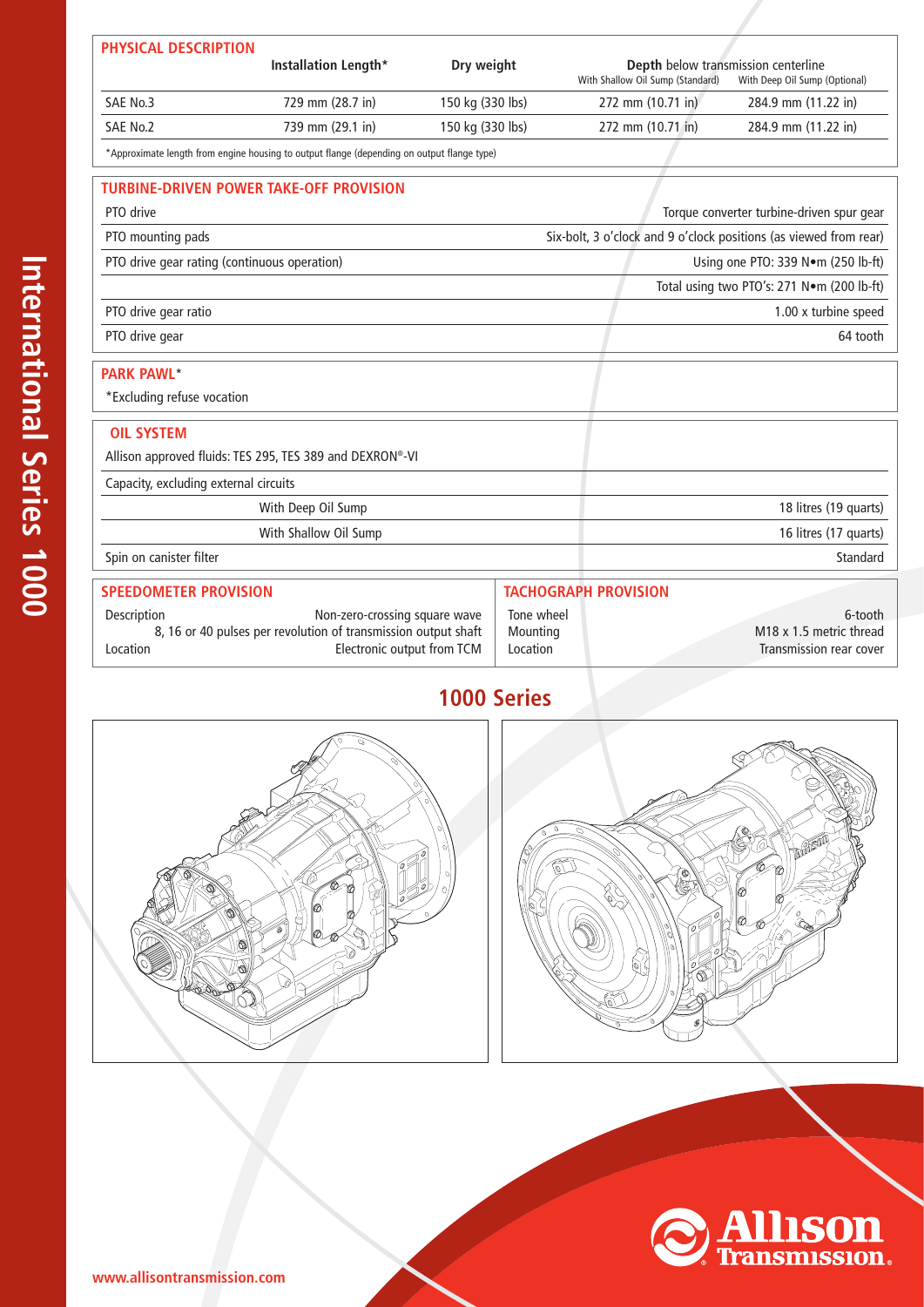## PHYSICAL DESCRIPTION

| | Installation Length* | Dry weight | Depth below transmission centerline With Shallow Oil Sump (Standard) | With Deep Oil Sump (Optional) |
|---|---|---|---|---|
| SAE No.3 | 729 mm (28.7 in) | 150 kg (330 lbs) | 272 mm (10.71 in) | 284.9 mm (11.22 in) |
| SAE No.2 | 739 mm (29.1 in) | 150 kg (330 lbs) | 272 mm (10.71 in) | 284.9 mm (11.22 in) |

*Approximate length from engine housing to output flange (depending on output flange type)

## TURBINE-DRIVEN POWER TAKE-OFF PROVISION

| | |
|---|---|
| PTO drive | Torque converter turbine-driven spur gear |
| PTO mounting pads | Six-bolt, 3 o'clock and 9 o'clock positions (as viewed from rear) |
| PTO drive gear rating (continuous operation) | Using one PTO: 339 N•m (250 lb-ft) |
| | Total using two PTO's: 271 N•m (200 lb-ft) |
| PTO drive gear ratio | 1.00 x turbine speed |
| PTO drive gear | 64 tooth |

## PARK PAWL*

*Excluding refuse vocation

## OIL SYSTEM

Allison approved fluids: TES 295, TES 389 and DEXRON®-VI

| | |
|---|---|
| Capacity, excluding external circuits | |
| With Deep Oil Sump | 18 litres (19 quarts) |
| With Shallow Oil Sump | 16 litres (17 quarts) |
| Spin on canister filter | Standard |

## SPEEDOMETER PROVISION

| | |
|---|---|
| Description | Non-zero-crossing square wave 8, 16 or 40 pulses per revolution of transmission output shaft |
| Location | Electronic output from TCM |

## TACHOGRAPH PROVISION

| | |
|---|---|
| Tone wheel | 6-tooth |
| Mounting | M18 x 1.5 metric thread |
| Location | Transmission rear cover |

## 1000 Series

International Series 1000

Allison Transmission

www.allisontransmission.com